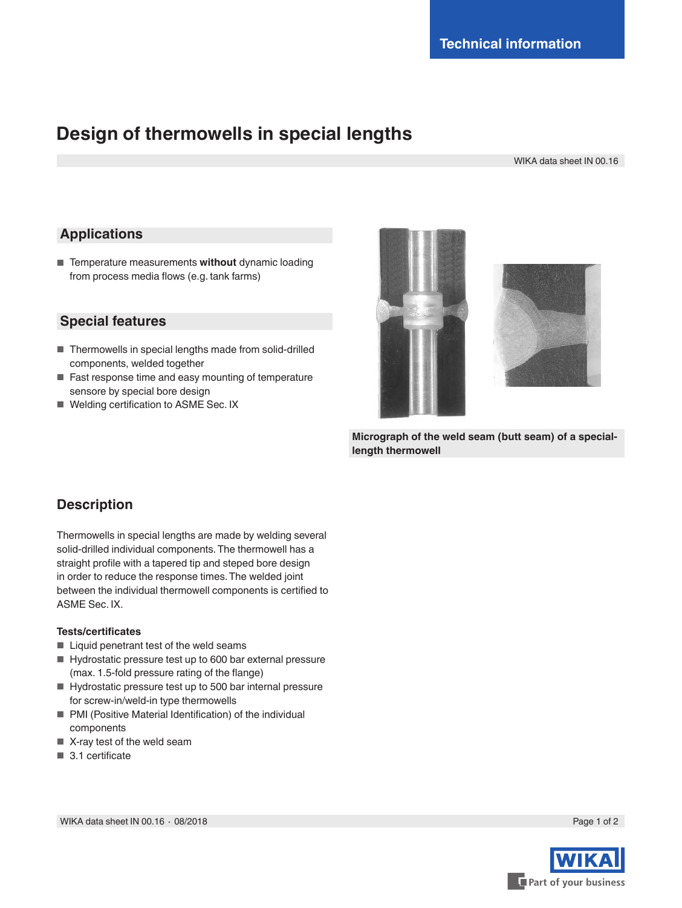Technical information

# Design of thermowells in special lengths

WIKA data sheet IN 00.16

## Applications

- Temperature measurements **without** dynamic loading from process media flows (e.g. tank farms)

## Special features

- Thermowells in special lengths made from solid-drilled components, welded together
- Fast response time and easy mounting of temperature sensore by special bore design
- Welding certification to ASME Sec. IX

**Micrograph of the weld seam (butt seam) of a special-length thermowell**

## Description

Thermowells in special lengths are made by welding several solid-drilled individual components. The thermowell has a straight profile with a tapered tip and steped bore design in order to reduce the response times. The welded joint between the individual thermowell components is certified to ASME Sec. IX.

### Tests/certificates

- Liquid penetrant test of the weld seams
- Hydrostatic pressure test up to 600 bar external pressure (max. 1.5-fold pressure rating of the flange)
- Hydrostatic pressure test up to 500 bar internal pressure for screw-in/weld-in type thermowells
- PMI (Positive Material Identification) of the individual components
- X-ray test of the weld seam
- 3.1 certificate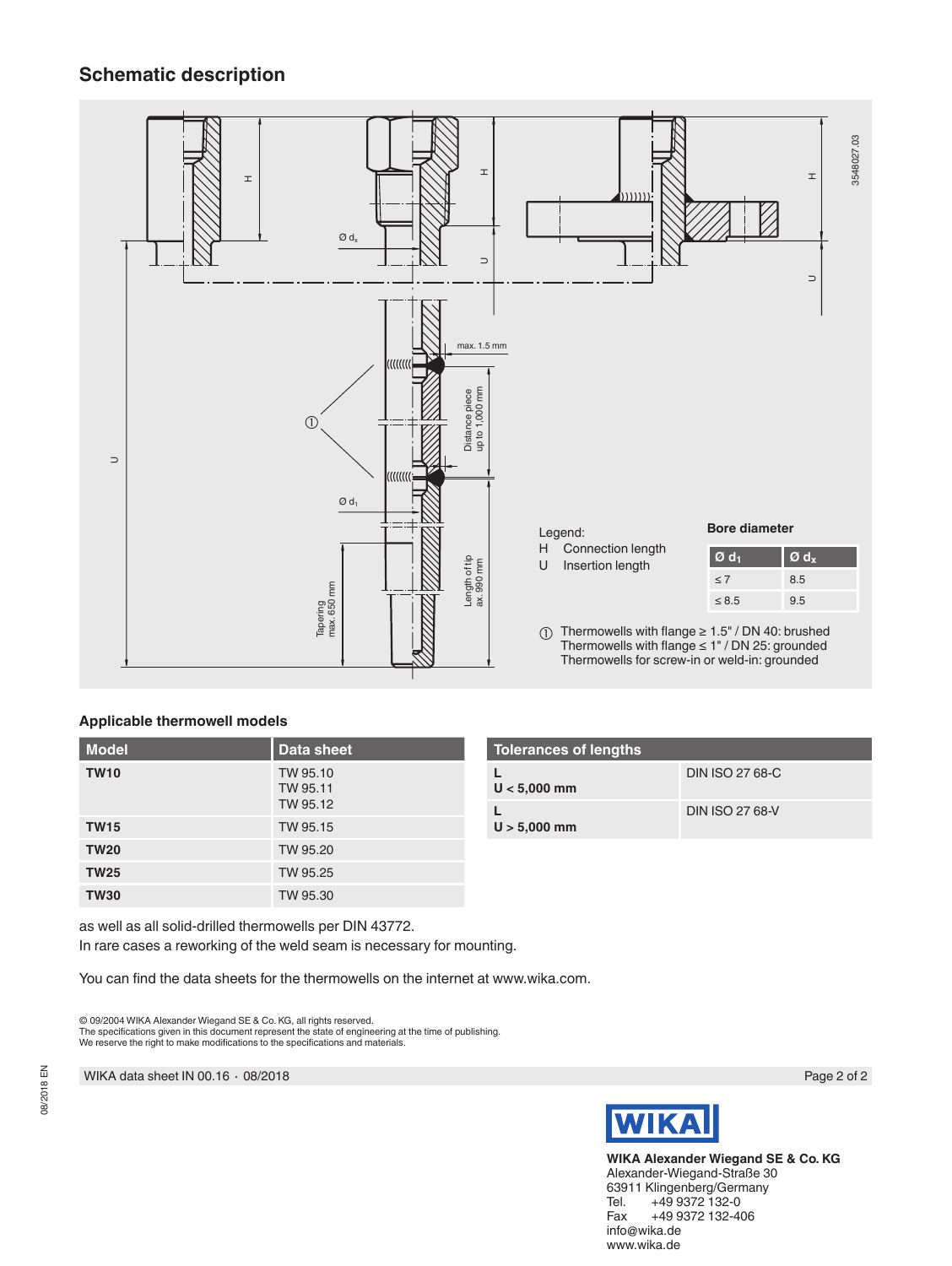## Schematic description

H
Ø $d_x$
H
U
H
U
3548027.03
max. 1.5 mm
①
Distance piece up to 1,000 mm
U
Ø $d_1$
Tapering max. 650 mm
Length of tip ax. 990 mm

Legend:
H Connection length
U Insertion length

**Bore diameter**

| Ø $d_1$ | Ø $d_x$ |
|---|---|
| ≤ 7 | 8.5 |
| ≤ 8.5 | 9.5 |

① Thermowells with flange ≥ 1.5" / DN 40: brushed
Thermowells with flange ≤ 1" / DN 25: grounded
Thermowells for screw-in or weld-in: grounded

### Applicable thermowell models

| Model | Data sheet |
|---|---|
| **TW10** | TW 95.10<br>TW 95.11<br>TW 95.12 |
| **TW15** | TW 95.15 |
| **TW20** | TW 95.20 |
| **TW25** | TW 95.25 |
| **TW30** | TW 95.30 |

| Tolerances of lengths | |
|---|---|
| **L**<br>**U < 5,000 mm** | DIN ISO 27 68-C |
| **L**<br>**U > 5,000 mm** | DIN ISO 27 68-V |

as well as all solid-drilled thermowells per DIN 43772.
In rare cases a reworking of the weld seam is necessary for mounting.

You can find the data sheets for the thermowells on the internet at www.wika.com.

© 09/2004 WIKA Alexander Wiegand SE & Co. KG, all rights reserved.
The specifications given in this document represent the state of engineering at the time of publishing.
We reserve the right to make modifications to the specifications and materials.

WIKA data sheet IN 00.16 · 08/2018

**WIKA Alexander Wiegand SE & Co. KG**
Alexander-Wiegand-Straße 30
63911 Klingenberg/Germany
Tel. +49 9372 132-0
Fax +49 9372 132-406
info@wika.de
www.wika.de